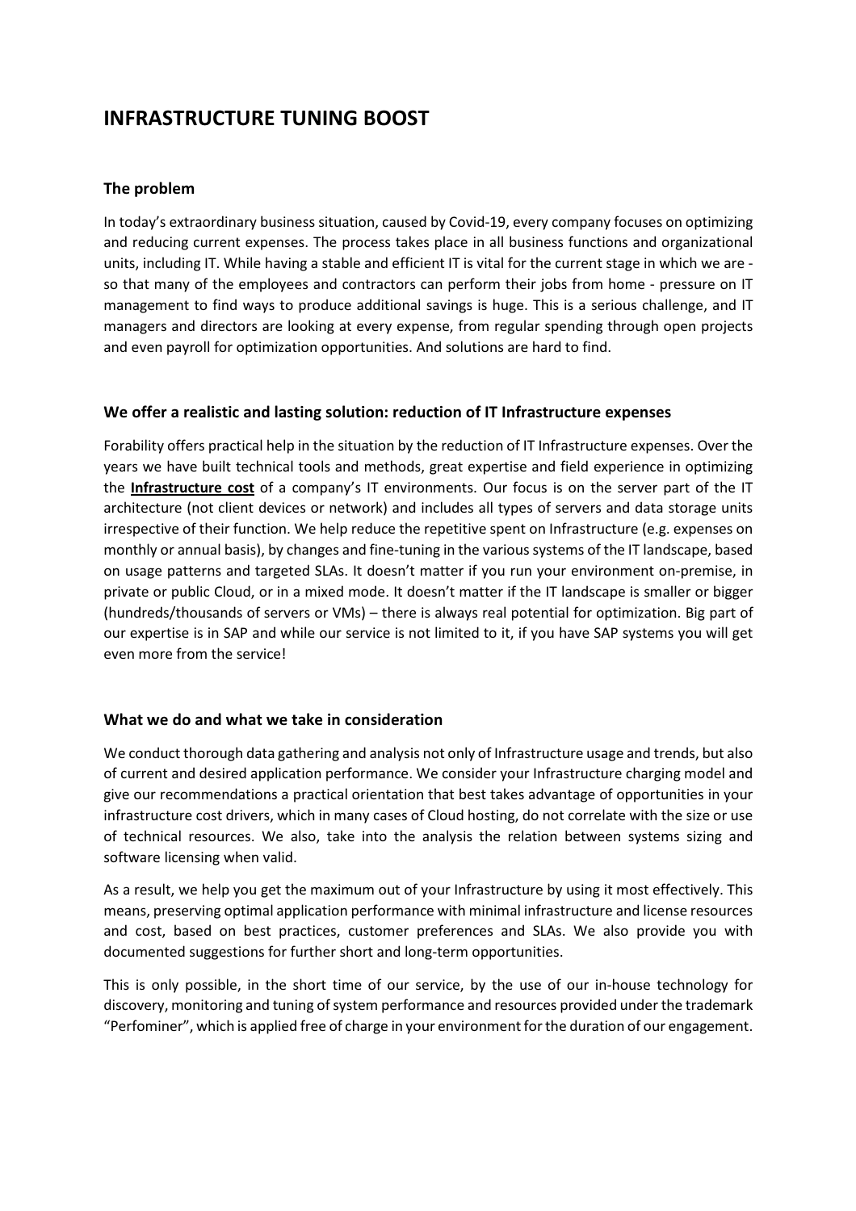# INFRASTRUCTURE TUNING BOOST

## The problem

In today's extraordinary business situation, caused by Covid-19, every company focuses on optimizing and reducing current expenses. The process takes place in all business functions and organizational units, including IT. While having a stable and efficient IT is vital for the current stage in which we are - so that many of the employees and contractors can perform their jobs from home - pressure on IT management to find ways to produce additional savings is huge. This is a serious challenge, and IT managers and directors are looking at every expense, from regular spending through open projects and even payroll for optimization opportunities. And solutions are hard to find.

## We offer a realistic and lasting solution: reduction of IT Infrastructure expenses

Forability offers practical help in the situation by the reduction of IT Infrastructure expenses. Over the years we have built technical tools and methods, great expertise and field experience in optimizing the **Infrastructure cost** of a company's IT environments. Our focus is on the server part of the IT architecture (not client devices or network) and includes all types of servers and data storage units irrespective of their function. We help reduce the repetitive spent on Infrastructure (e.g. expenses on monthly or annual basis), by changes and fine-tuning in the various systems of the IT landscape, based on usage patterns and targeted SLAs. It doesn't matter if you run your environment on-premise, in private or public Cloud, or in a mixed mode. It doesn't matter if the IT landscape is smaller or bigger (hundreds/thousands of servers or VMs) – there is always real potential for optimization. Big part of our expertise is in SAP and while our service is not limited to it, if you have SAP systems you will get even more from the service!

## What we do and what we take in consideration

We conduct thorough data gathering and analysis not only of Infrastructure usage and trends, but also of current and desired application performance. We consider your Infrastructure charging model and give our recommendations a practical orientation that best takes advantage of opportunities in your infrastructure cost drivers, which in many cases of Cloud hosting, do not correlate with the size or use of technical resources. We also, take into the analysis the relation between systems sizing and software licensing when valid.

As a result, we help you get the maximum out of your Infrastructure by using it most effectively. This means, preserving optimal application performance with minimal infrastructure and license resources and cost, based on best practices, customer preferences and SLAs. We also provide you with documented suggestions for further short and long-term opportunities.

This is only possible, in the short time of our service, by the use of our in-house technology for discovery, monitoring and tuning of system performance and resources provided under the trademark "Perfominer", which is applied free of charge in your environment for the duration of our engagement.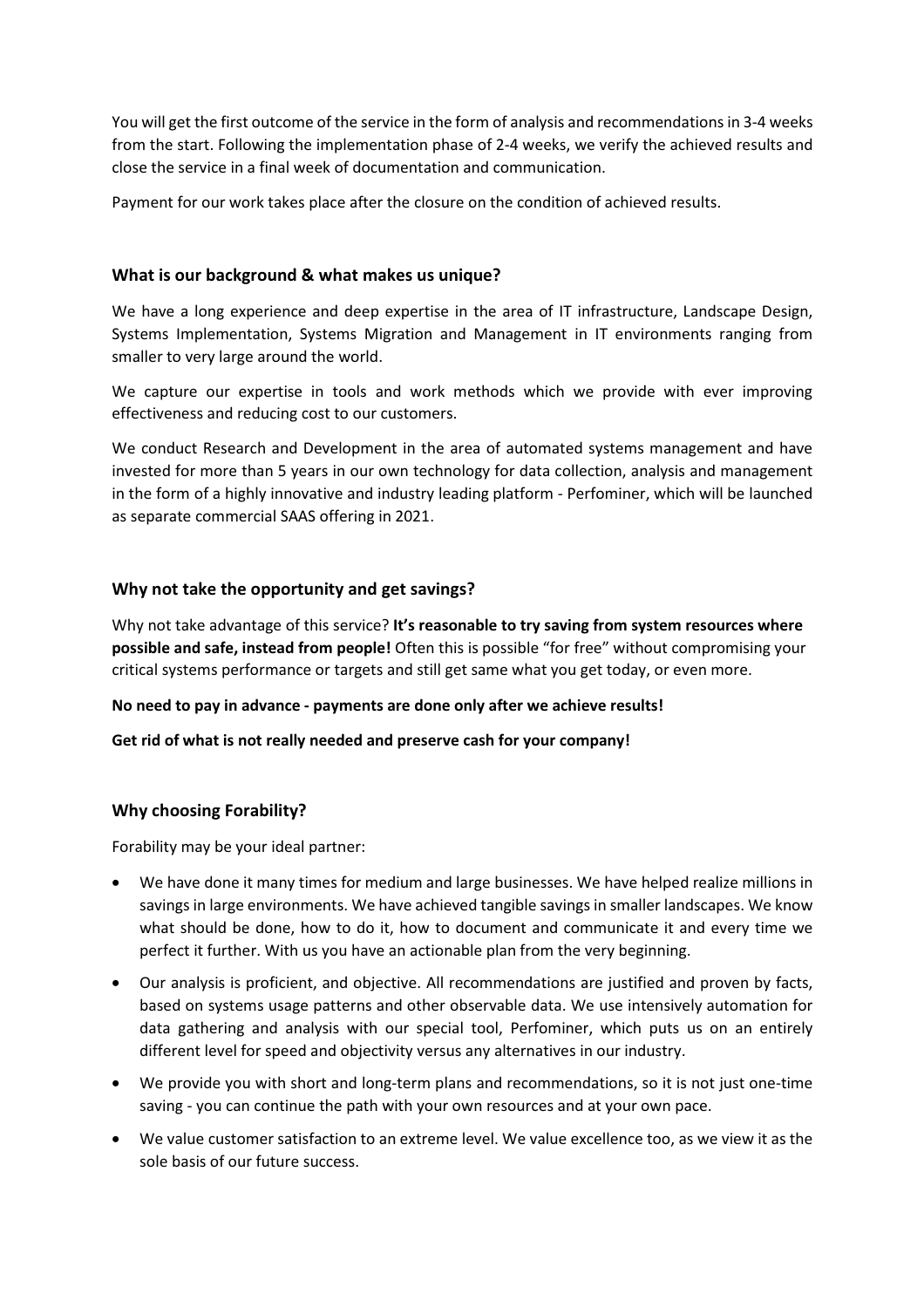You will get the first outcome of the service in the form of analysis and recommendations in 3-4 weeks from the start. Following the implementation phase of 2-4 weeks, we verify the achieved results and close the service in a final week of documentation and communication.

Payment for our work takes place after the closure on the condition of achieved results.

### What is our background & what makes us unique?

We have a long experience and deep expertise in the area of IT infrastructure, Landscape Design, Systems Implementation, Systems Migration and Management in IT environments ranging from smaller to very large around the world.

We capture our expertise in tools and work methods which we provide with ever improving effectiveness and reducing cost to our customers.

We conduct Research and Development in the area of automated systems management and have invested for more than 5 years in our own technology for data collection, analysis and management in the form of a highly innovative and industry leading platform - Perfominer, which will be launched as separate commercial SAAS offering in 2021.

### Why not take the opportunity and get savings?

Why not take advantage of this service? **It's reasonable to try saving from system resources where possible and safe, instead from people!** Often this is possible "for free" without compromising your critical systems performance or targets and still get same what you get today, or even more.

**No need to pay in advance - payments are done only after we achieve results!**

**Get rid of what is not really needed and preserve cash for your company!**

### Why choosing Forability?

Forability may be your ideal partner:

- We have done it many times for medium and large businesses. We have helped realize millions in savings in large environments. We have achieved tangible savings in smaller landscapes. We know what should be done, how to do it, how to document and communicate it and every time we perfect it further. With us you have an actionable plan from the very beginning.
- Our analysis is proficient, and objective. All recommendations are justified and proven by facts, based on systems usage patterns and other observable data. We use intensively automation for data gathering and analysis with our special tool, Perfominer, which puts us on an entirely different level for speed and objectivity versus any alternatives in our industry.
- We provide you with short and long-term plans and recommendations, so it is not just one-time saving - you can continue the path with your own resources and at your own pace.
- We value customer satisfaction to an extreme level. We value excellence too, as we view it as the sole basis of our future success.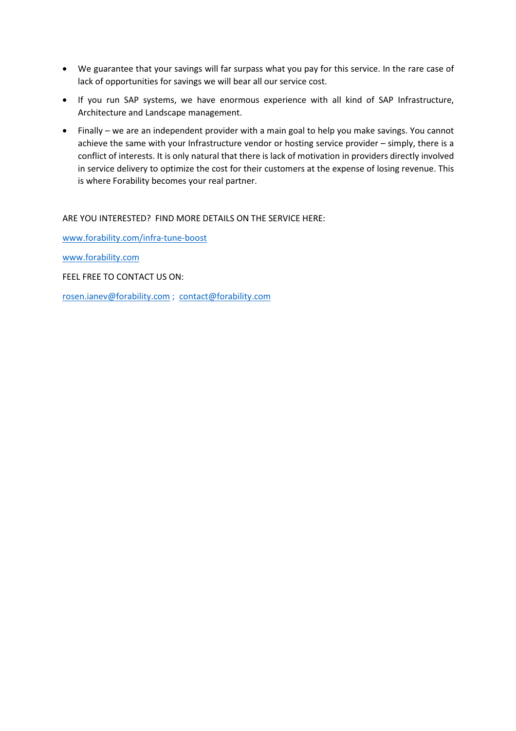- We guarantee that your savings will far surpass what you pay for this service. In the rare case of lack of opportunities for savings we will bear all our service cost.
- If you run SAP systems, we have enormous experience with all kind of SAP Infrastructure, Architecture and Landscape management.
- Finally – we are an independent provider with a main goal to help you make savings. You cannot achieve the same with your Infrastructure vendor or hosting service provider – simply, there is a conflict of interests. It is only natural that there is lack of motivation in providers directly involved in service delivery to optimize the cost for their customers at the expense of losing revenue. This is where Forability becomes your real partner.

ARE YOU INTERESTED? FIND MORE DETAILS ON THE SERVICE HERE:

[www.forability.com/infra-tune-boost](http://www.forability.com/infra-tune-boost)

[www.forability.com](http://www.forability.com)

FEEL FREE TO CONTACT US ON:

[rosen.ianev@forability.com](mailto:rosen.ianev@forability.com) ; [contact@forability.com](mailto:contact@forability.com)